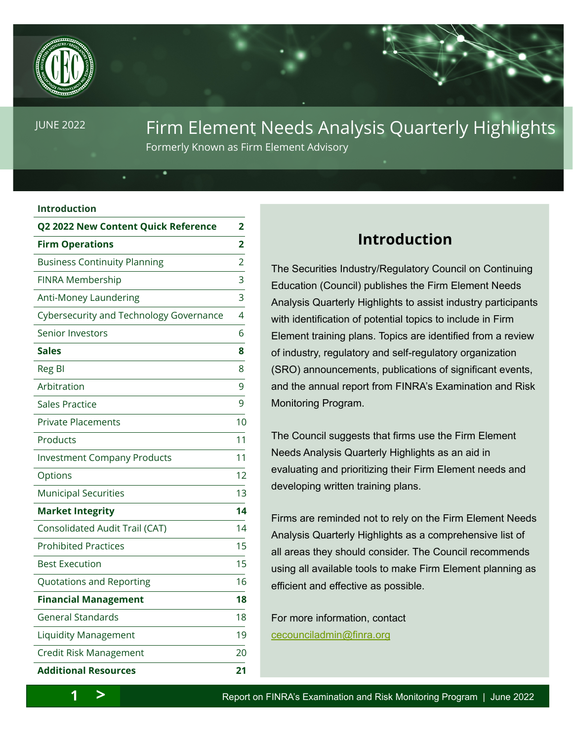JUNE 2022

# Firm Element Needs Analysis Quarterly Highlights

Formerly Known as Firm Element Advisory

| **Introduction** | |
|---|---|
| **Q2 2022 New Content Quick Reference** | **2** |
| **Firm Operations** | **2** |
| Business Continuity Planning | 2 |
| FINRA Membership | 3 |
| Anti-Money Laundering | 3 |
| Cybersecurity and Technology Governance | 4 |
| Senior Investors | 6 |
| **Sales** | **8** |
| Reg BI | 8 |
| Arbitration | 9 |
| Sales Practice | 9 |
| Private Placements | 10 |
| Products | 11 |
| Investment Company Products | 11 |
| Options | 12 |
| Municipal Securities | 13 |
| **Market Integrity** | **14** |
| Consolidated Audit Trail (CAT) | 14 |
| Prohibited Practices | 15 |
| Best Execution | 15 |
| Quotations and Reporting | 16 |
| **Financial Management** | **18** |
| General Standards | 18 |
| Liquidity Management | 19 |
| Credit Risk Management | 20 |
| **Additional Resources** | **21** |

## Introduction

The Securities Industry/Regulatory Council on Continuing Education (Council) publishes the Firm Element Needs Analysis Quarterly Highlights to assist industry participants with identification of potential topics to include in Firm Element training plans. Topics are identified from a review of industry, regulatory and self-regulatory organization (SRO) announcements, publications of significant events, and the annual report from FINRA's Examination and Risk Monitoring Program.

The Council suggests that firms use the Firm Element Needs Analysis Quarterly Highlights as an aid in evaluating and prioritizing their Firm Element needs and developing written training plans.

Firms are reminded not to rely on the Firm Element Needs Analysis Quarterly Highlights as a comprehensive list of all areas they should consider. The Council recommends using all available tools to make Firm Element planning as efficient and effective as possible.

For more information, contact [cecounciladmin@finra.org](mailto:cecounciladmin@finra.org)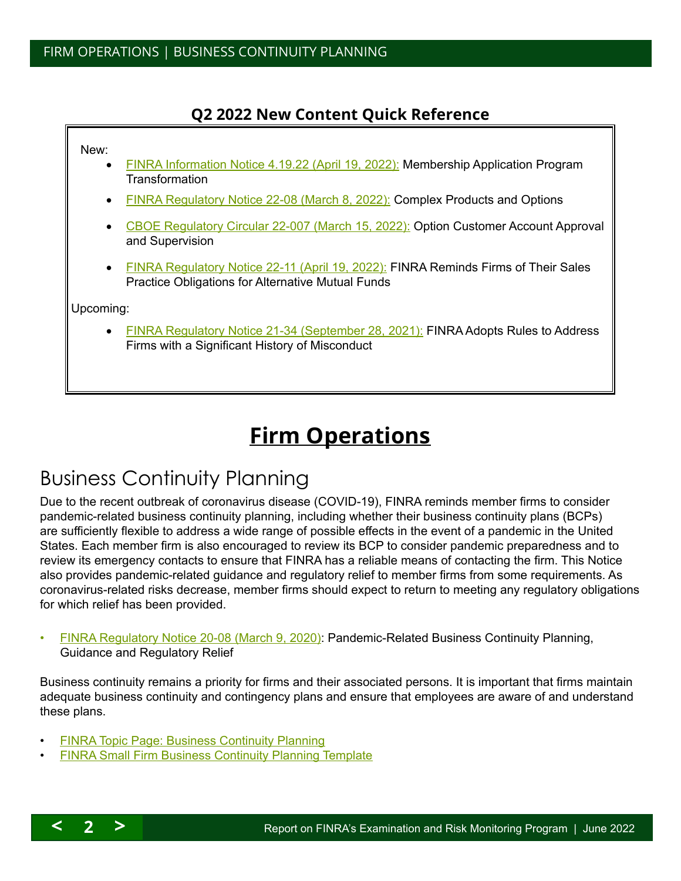## Q2 2022 New Content Quick Reference

New:

- FINRA Information Notice 4.19.22 (April 19, 2022): Membership Application Program Transformation
- FINRA Regulatory Notice 22-08 (March 8, 2022): Complex Products and Options
- CBOE Regulatory Circular 22-007 (March 15, 2022): Option Customer Account Approval and Supervision
- FINRA Regulatory Notice 22-11 (April 19, 2022): FINRA Reminds Firms of Their Sales Practice Obligations for Alternative Mutual Funds

Upcoming:

- FINRA Regulatory Notice 21-34 (September 28, 2021): FINRA Adopts Rules to Address Firms with a Significant History of Misconduct

# Firm Operations

## Business Continuity Planning

Due to the recent outbreak of coronavirus disease (COVID-19), FINRA reminds member firms to consider pandemic-related business continuity planning, including whether their business continuity plans (BCPs) are sufficiently flexible to address a wide range of possible effects in the event of a pandemic in the United States. Each member firm is also encouraged to review its BCP to consider pandemic preparedness and to review its emergency contacts to ensure that FINRA has a reliable means of contacting the firm. This Notice also provides pandemic-related guidance and regulatory relief to member firms from some requirements. As coronavirus-related risks decrease, member firms should expect to return to meeting any regulatory obligations for which relief has been provided.

- FINRA Regulatory Notice 20-08 (March 9, 2020): Pandemic-Related Business Continuity Planning, Guidance and Regulatory Relief

Business continuity remains a priority for firms and their associated persons. It is important that firms maintain adequate business continuity and contingency plans and ensure that employees are aware of and understand these plans.

- FINRA Topic Page: Business Continuity Planning
- FINRA Small Firm Business Continuity Planning Template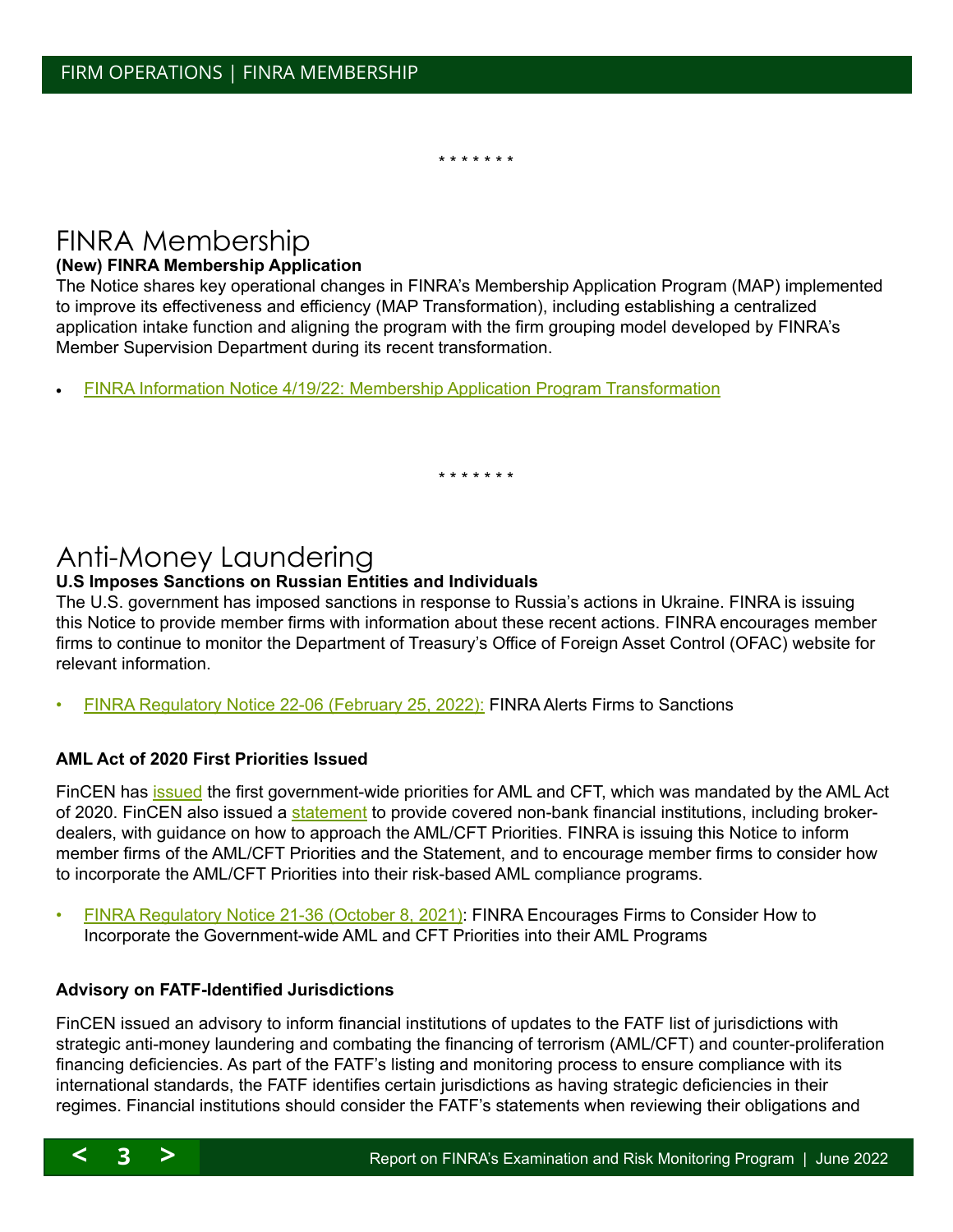\* \* \* \* \* \* \*

# FINRA Membership

**(New) FINRA Membership Application**

The Notice shares key operational changes in FINRA's Membership Application Program (MAP) implemented to improve its effectiveness and efficiency (MAP Transformation), including establishing a centralized application intake function and aligning the program with the firm grouping model developed by FINRA's Member Supervision Department during its recent transformation.

- FINRA Information Notice 4/19/22: Membership Application Program Transformation

\* \* \* \* \* \* \*

# Anti-Money Laundering

**U.S Imposes Sanctions on Russian Entities and Individuals**

The U.S. government has imposed sanctions in response to Russia's actions in Ukraine. FINRA is issuing this Notice to provide member firms with information about these recent actions. FINRA encourages member firms to continue to monitor the Department of Treasury's Office of Foreign Asset Control (OFAC) website for relevant information.

- FINRA Regulatory Notice 22-06 (February 25, 2022): FINRA Alerts Firms to Sanctions

**AML Act of 2020 First Priorities Issued**

FinCEN has issued the first government-wide priorities for AML and CFT, which was mandated by the AML Act of 2020. FinCEN also issued a statement to provide covered non-bank financial institutions, including broker-dealers, with guidance on how to approach the AML/CFT Priorities. FINRA is issuing this Notice to inform member firms of the AML/CFT Priorities and the Statement, and to encourage member firms to consider how to incorporate the AML/CFT Priorities into their risk-based AML compliance programs.

- FINRA Regulatory Notice 21-36 (October 8, 2021): FINRA Encourages Firms to Consider How to Incorporate the Government-wide AML and CFT Priorities into their AML Programs

**Advisory on FATF-Identified Jurisdictions**

FinCEN issued an advisory to inform financial institutions of updates to the FATF list of jurisdictions with strategic anti-money laundering and combating the financing of terrorism (AML/CFT) and counter-proliferation financing deficiencies. As part of the FATF's listing and monitoring process to ensure compliance with its international standards, the FATF identifies certain jurisdictions as having strategic deficiencies in their regimes. Financial institutions should consider the FATF's statements when reviewing their obligations and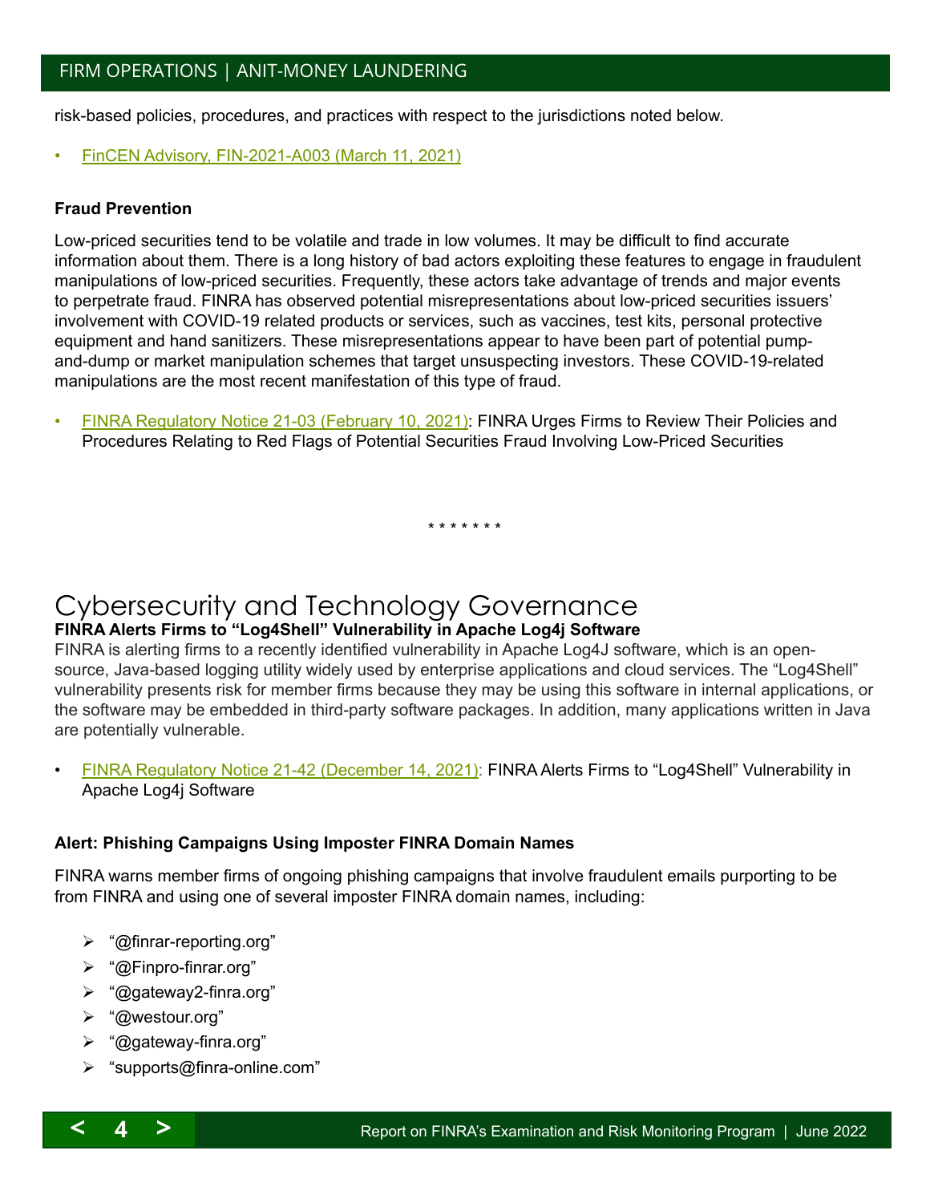risk-based policies, procedures, and practices with respect to the jurisdictions noted below.

- FinCEN Advisory, FIN-2021-A003 (March 11, 2021)

**Fraud Prevention**

Low-priced securities tend to be volatile and trade in low volumes. It may be difficult to find accurate information about them. There is a long history of bad actors exploiting these features to engage in fraudulent manipulations of low-priced securities. Frequently, these actors take advantage of trends and major events to perpetrate fraud. FINRA has observed potential misrepresentations about low-priced securities issuers' involvement with COVID-19 related products or services, such as vaccines, test kits, personal protective equipment and hand sanitizers. These misrepresentations appear to have been part of potential pump-and-dump or market manipulation schemes that target unsuspecting investors. These COVID-19-related manipulations are the most recent manifestation of this type of fraud.

- FINRA Regulatory Notice 21-03 (February 10, 2021): FINRA Urges Firms to Review Their Policies and Procedures Relating to Red Flags of Potential Securities Fraud Involving Low-Priced Securities

\* \* \* \* \* \* \*

# Cybersecurity and Technology Governance

**FINRA Alerts Firms to "Log4Shell" Vulnerability in Apache Log4j Software**

FINRA is alerting firms to a recently identified vulnerability in Apache Log4J software, which is an open-source, Java-based logging utility widely used by enterprise applications and cloud services. The "Log4Shell" vulnerability presents risk for member firms because they may be using this software in internal applications, or the software may be embedded in third-party software packages. In addition, many applications written in Java are potentially vulnerable.

- FINRA Regulatory Notice 21-42 (December 14, 2021): FINRA Alerts Firms to "Log4Shell" Vulnerability in Apache Log4j Software

**Alert: Phishing Campaigns Using Imposter FINRA Domain Names**

FINRA warns member firms of ongoing phishing campaigns that involve fraudulent emails purporting to be from FINRA and using one of several imposter FINRA domain names, including:

- "@finrar-reporting.org"
- "@Finpro-finrar.org"
- "@gateway2-finra.org"
- "@westour.org"
- "@gateway-finra.org"
- "supports@finra-online.com"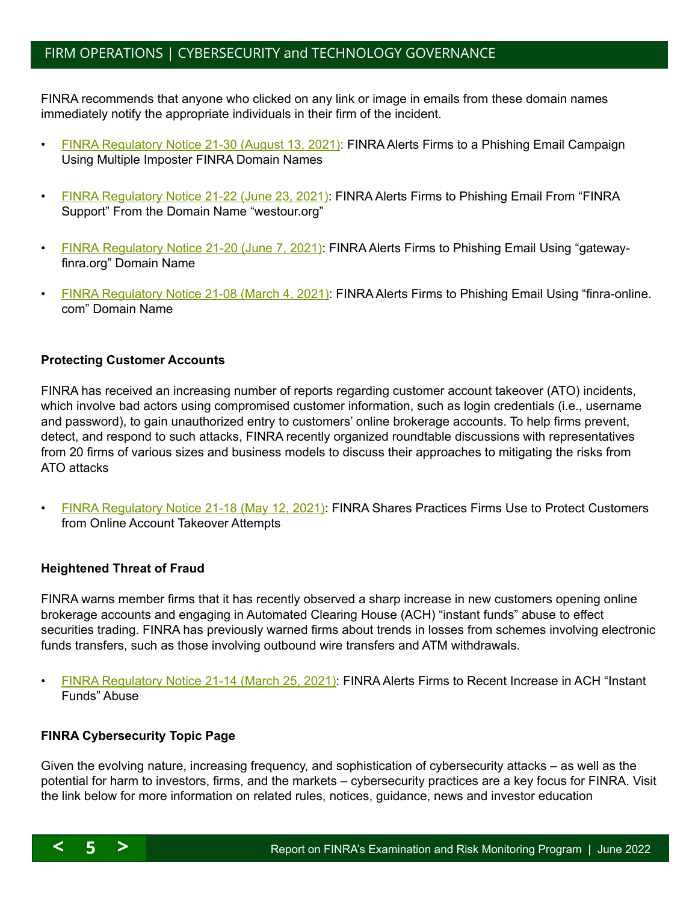FINRA recommends that anyone who clicked on any link or image in emails from these domain names immediately notify the appropriate individuals in their firm of the incident.

- FINRA Regulatory Notice 21-30 (August 13, 2021): FINRA Alerts Firms to a Phishing Email Campaign Using Multiple Imposter FINRA Domain Names
- FINRA Regulatory Notice 21-22 (June 23, 2021): FINRA Alerts Firms to Phishing Email From "FINRA Support" From the Domain Name "westour.org"
- FINRA Regulatory Notice 21-20 (June 7, 2021): FINRA Alerts Firms to Phishing Email Using "gateway-finra.org" Domain Name
- FINRA Regulatory Notice 21-08 (March 4, 2021): FINRA Alerts Firms to Phishing Email Using "finra-online.com" Domain Name

**Protecting Customer Accounts**

FINRA has received an increasing number of reports regarding customer account takeover (ATO) incidents, which involve bad actors using compromised customer information, such as login credentials (i.e., username and password), to gain unauthorized entry to customers' online brokerage accounts. To help firms prevent, detect, and respond to such attacks, FINRA recently organized roundtable discussions with representatives from 20 firms of various sizes and business models to discuss their approaches to mitigating the risks from ATO attacks

- FINRA Regulatory Notice 21-18 (May 12, 2021): FINRA Shares Practices Firms Use to Protect Customers from Online Account Takeover Attempts

**Heightened Threat of Fraud**

FINRA warns member firms that it has recently observed a sharp increase in new customers opening online brokerage accounts and engaging in Automated Clearing House (ACH) "instant funds" abuse to effect securities trading. FINRA has previously warned firms about trends in losses from schemes involving electronic funds transfers, such as those involving outbound wire transfers and ATM withdrawals.

- FINRA Regulatory Notice 21-14 (March 25, 2021): FINRA Alerts Firms to Recent Increase in ACH "Instant Funds" Abuse

**FINRA Cybersecurity Topic Page**

Given the evolving nature, increasing frequency, and sophistication of cybersecurity attacks – as well as the potential for harm to investors, firms, and the markets – cybersecurity practices are a key focus for FINRA. Visit the link below for more information on related rules, notices, guidance, news and investor education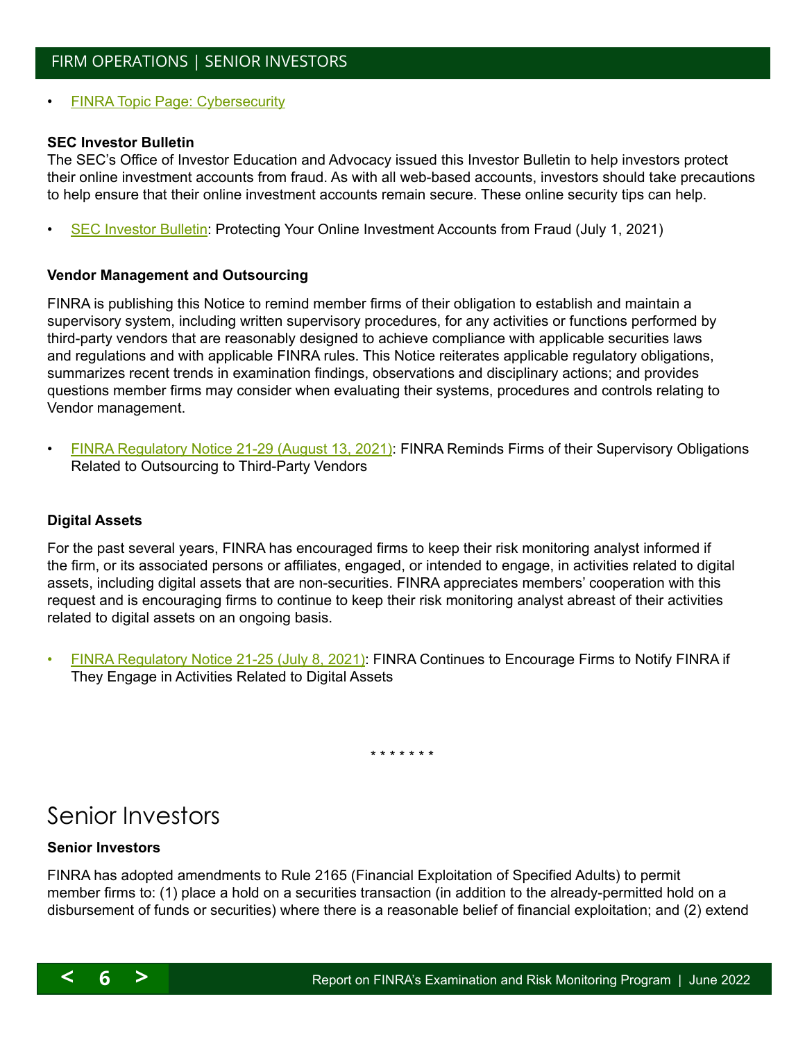- FINRA Topic Page: Cybersecurity

**SEC Investor Bulletin**

The SEC's Office of Investor Education and Advocacy issued this Investor Bulletin to help investors protect their online investment accounts from fraud. As with all web-based accounts, investors should take precautions to help ensure that their online investment accounts remain secure. These online security tips can help.

- SEC Investor Bulletin: Protecting Your Online Investment Accounts from Fraud (July 1, 2021)

**Vendor Management and Outsourcing**

FINRA is publishing this Notice to remind member firms of their obligation to establish and maintain a supervisory system, including written supervisory procedures, for any activities or functions performed by third-party vendors that are reasonably designed to achieve compliance with applicable securities laws and regulations and with applicable FINRA rules. This Notice reiterates applicable regulatory obligations, summarizes recent trends in examination findings, observations and disciplinary actions; and provides questions member firms may consider when evaluating their systems, procedures and controls relating to Vendor management.

- FINRA Regulatory Notice 21-29 (August 13, 2021): FINRA Reminds Firms of their Supervisory Obligations Related to Outsourcing to Third-Party Vendors

**Digital Assets**

For the past several years, FINRA has encouraged firms to keep their risk monitoring analyst informed if the firm, or its associated persons or affiliates, engaged, or intended to engage, in activities related to digital assets, including digital assets that are non-securities. FINRA appreciates members' cooperation with this request and is encouraging firms to continue to keep their risk monitoring analyst abreast of their activities related to digital assets on an ongoing basis.

- FINRA Regulatory Notice 21-25 (July 8, 2021): FINRA Continues to Encourage Firms to Notify FINRA if They Engage in Activities Related to Digital Assets

\* \* \* \* \* \* \*

# Senior Investors

**Senior Investors**

FINRA has adopted amendments to Rule 2165 (Financial Exploitation of Specified Adults) to permit member firms to: (1) place a hold on a securities transaction (in addition to the already-permitted hold on a disbursement of funds or securities) where there is a reasonable belief of financial exploitation; and (2) extend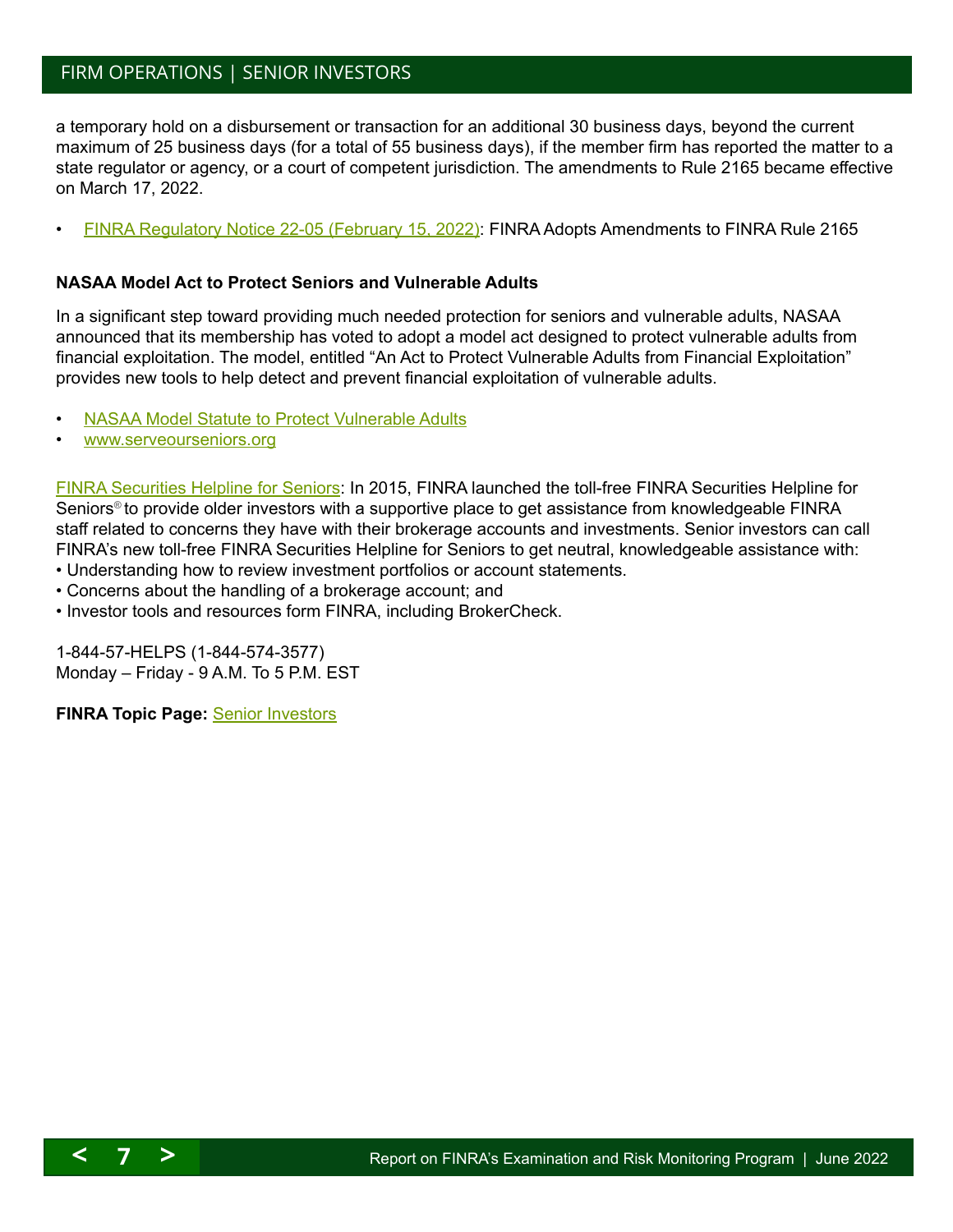a temporary hold on a disbursement or transaction for an additional 30 business days, beyond the current maximum of 25 business days (for a total of 55 business days), if the member firm has reported the matter to a state regulator or agency, or a court of competent jurisdiction. The amendments to Rule 2165 became effective on March 17, 2022.

- FINRA Regulatory Notice 22-05 (February 15, 2022): FINRA Adopts Amendments to FINRA Rule 2165

**NASAA Model Act to Protect Seniors and Vulnerable Adults**

In a significant step toward providing much needed protection for seniors and vulnerable adults, NASAA announced that its membership has voted to adopt a model act designed to protect vulnerable adults from financial exploitation. The model, entitled "An Act to Protect Vulnerable Adults from Financial Exploitation" provides new tools to help detect and prevent financial exploitation of vulnerable adults.

- NASAA Model Statute to Protect Vulnerable Adults
- www.serveourseniors.org

FINRA Securities Helpline for Seniors: In 2015, FINRA launched the toll-free FINRA Securities Helpline for Seniors® to provide older investors with a supportive place to get assistance from knowledgeable FINRA staff related to concerns they have with their brokerage accounts and investments. Senior investors can call FINRA's new toll-free FINRA Securities Helpline for Seniors to get neutral, knowledgeable assistance with:

- Understanding how to review investment portfolios or account statements.
- Concerns about the handling of a brokerage account; and
- Investor tools and resources form FINRA, including BrokerCheck.

1-844-57-HELPS (1-844-574-3577)
Monday – Friday - 9 A.M. To 5 P.M. EST

**FINRA Topic Page:** Senior Investors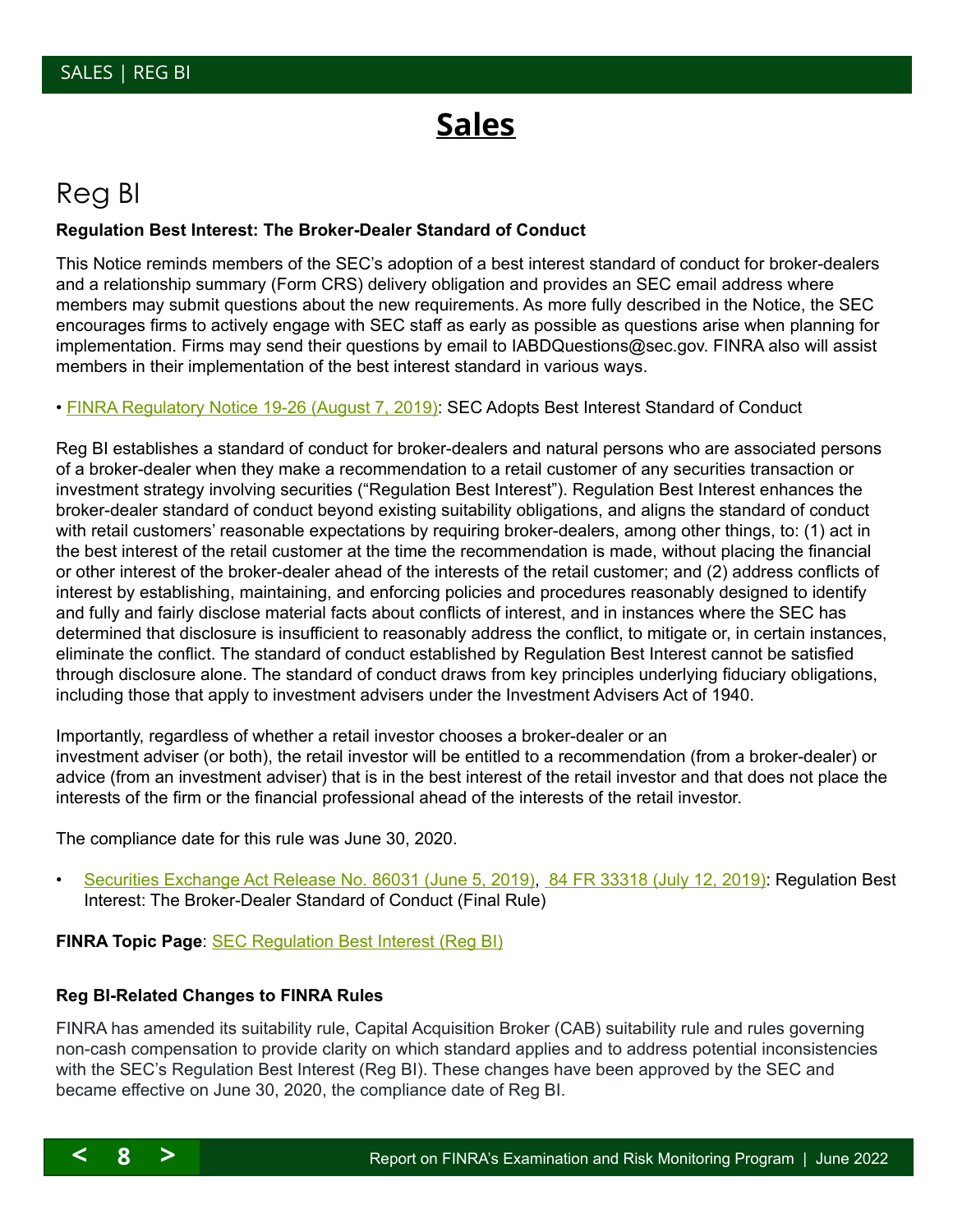# Sales

## Reg BI

**Regulation Best Interest: The Broker-Dealer Standard of Conduct**

This Notice reminds members of the SEC's adoption of a best interest standard of conduct for broker-dealers and a relationship summary (Form CRS) delivery obligation and provides an SEC email address where members may submit questions about the new requirements. As more fully described in the Notice, the SEC encourages firms to actively engage with SEC staff as early as possible as questions arise when planning for implementation. Firms may send their questions by email to IABDQuestions@sec.gov. FINRA also will assist members in their implementation of the best interest standard in various ways.

• FINRA Regulatory Notice 19-26 (August 7, 2019): SEC Adopts Best Interest Standard of Conduct

Reg BI establishes a standard of conduct for broker-dealers and natural persons who are associated persons of a broker-dealer when they make a recommendation to a retail customer of any securities transaction or investment strategy involving securities ("Regulation Best Interest"). Regulation Best Interest enhances the broker-dealer standard of conduct beyond existing suitability obligations, and aligns the standard of conduct with retail customers' reasonable expectations by requiring broker-dealers, among other things, to: (1) act in the best interest of the retail customer at the time the recommendation is made, without placing the financial or other interest of the broker-dealer ahead of the interests of the retail customer; and (2) address conflicts of interest by establishing, maintaining, and enforcing policies and procedures reasonably designed to identify and fully and fairly disclose material facts about conflicts of interest, and in instances where the SEC has determined that disclosure is insufficient to reasonably address the conflict, to mitigate or, in certain instances, eliminate the conflict. The standard of conduct established by Regulation Best Interest cannot be satisfied through disclosure alone. The standard of conduct draws from key principles underlying fiduciary obligations, including those that apply to investment advisers under the Investment Advisers Act of 1940.

Importantly, regardless of whether a retail investor chooses a broker-dealer or an investment adviser (or both), the retail investor will be entitled to a recommendation (from a broker-dealer) or advice (from an investment adviser) that is in the best interest of the retail investor and that does not place the interests of the firm or the financial professional ahead of the interests of the retail investor.

The compliance date for this rule was June 30, 2020.

- Securities Exchange Act Release No. 86031 (June 5, 2019), 84 FR 33318 (July 12, 2019): Regulation Best Interest: The Broker-Dealer Standard of Conduct (Final Rule)

**FINRA Topic Page**: SEC Regulation Best Interest (Reg BI)

**Reg BI-Related Changes to FINRA Rules**

FINRA has amended its suitability rule, Capital Acquisition Broker (CAB) suitability rule and rules governing non-cash compensation to provide clarity on which standard applies and to address potential inconsistencies with the SEC's Regulation Best Interest (Reg BI). These changes have been approved by the SEC and became effective on June 30, 2020, the compliance date of Reg BI.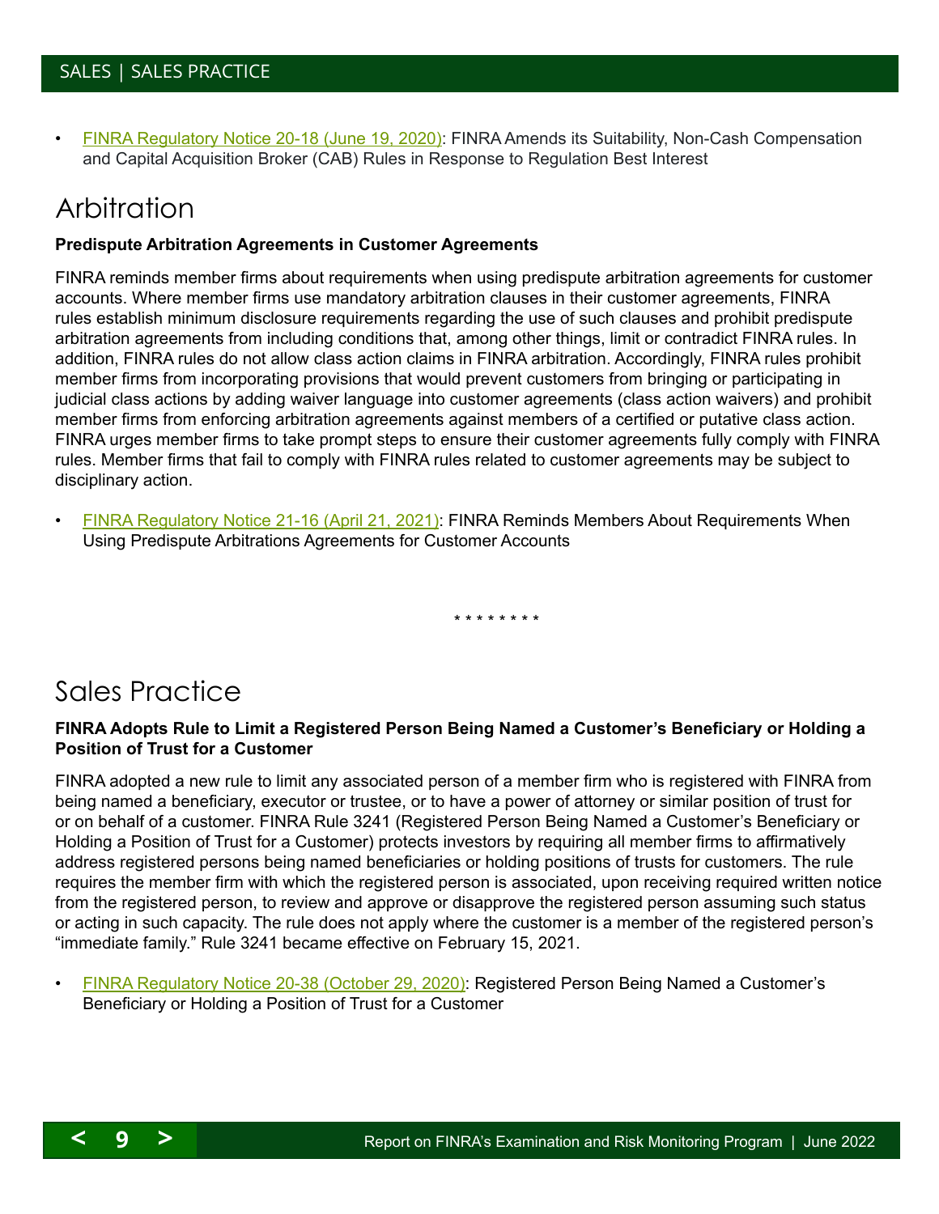- FINRA Regulatory Notice 20-18 (June 19, 2020): FINRA Amends its Suitability, Non-Cash Compensation and Capital Acquisition Broker (CAB) Rules in Response to Regulation Best Interest

## Arbitration

**Predispute Arbitration Agreements in Customer Agreements**

FINRA reminds member firms about requirements when using predispute arbitration agreements for customer accounts. Where member firms use mandatory arbitration clauses in their customer agreements, FINRA rules establish minimum disclosure requirements regarding the use of such clauses and prohibit predispute arbitration agreements from including conditions that, among other things, limit or contradict FINRA rules. In addition, FINRA rules do not allow class action claims in FINRA arbitration. Accordingly, FINRA rules prohibit member firms from incorporating provisions that would prevent customers from bringing or participating in judicial class actions by adding waiver language into customer agreements (class action waivers) and prohibit member firms from enforcing arbitration agreements against members of a certified or putative class action. FINRA urges member firms to take prompt steps to ensure their customer agreements fully comply with FINRA rules. Member firms that fail to comply with FINRA rules related to customer agreements may be subject to disciplinary action.

- FINRA Regulatory Notice 21-16 (April 21, 2021): FINRA Reminds Members About Requirements When Using Predispute Arbitrations Agreements for Customer Accounts

\* \* \* \* \* \* \* \*

## Sales Practice

**FINRA Adopts Rule to Limit a Registered Person Being Named a Customer's Beneficiary or Holding a Position of Trust for a Customer**

FINRA adopted a new rule to limit any associated person of a member firm who is registered with FINRA from being named a beneficiary, executor or trustee, or to have a power of attorney or similar position of trust for or on behalf of a customer. FINRA Rule 3241 (Registered Person Being Named a Customer's Beneficiary or Holding a Position of Trust for a Customer) protects investors by requiring all member firms to affirmatively address registered persons being named beneficiaries or holding positions of trusts for customers. The rule requires the member firm with which the registered person is associated, upon receiving required written notice from the registered person, to review and approve or disapprove the registered person assuming such status or acting in such capacity. The rule does not apply where the customer is a member of the registered person's "immediate family." Rule 3241 became effective on February 15, 2021.

- FINRA Regulatory Notice 20-38 (October 29, 2020): Registered Person Being Named a Customer's Beneficiary or Holding a Position of Trust for a Customer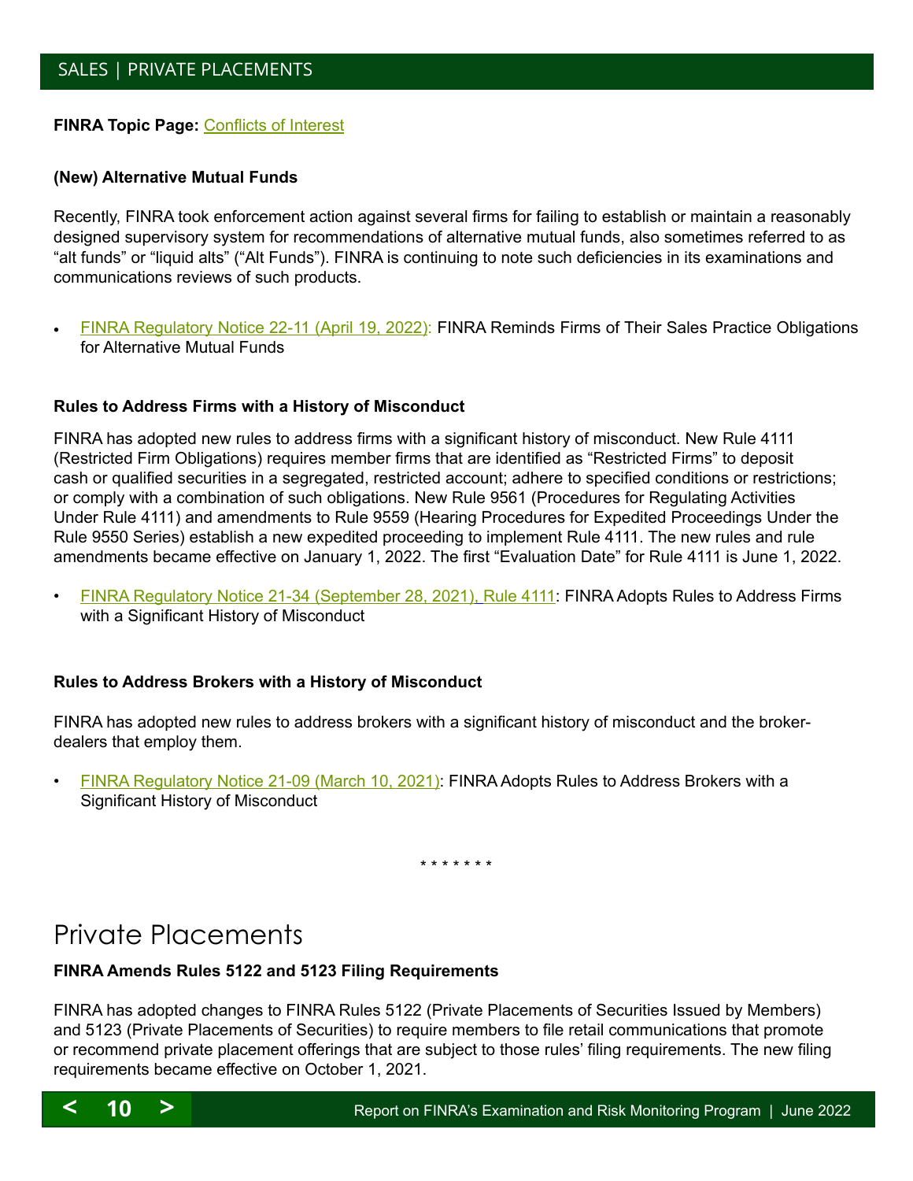**FINRA Topic Page:** Conflicts of Interest

**(New) Alternative Mutual Funds**

Recently, FINRA took enforcement action against several firms for failing to establish or maintain a reasonably designed supervisory system for recommendations of alternative mutual funds, also sometimes referred to as "alt funds" or "liquid alts" ("Alt Funds"). FINRA is continuing to note such deficiencies in its examinations and communications reviews of such products.

- FINRA Regulatory Notice 22-11 (April 19, 2022): FINRA Reminds Firms of Their Sales Practice Obligations for Alternative Mutual Funds

**Rules to Address Firms with a History of Misconduct**

FINRA has adopted new rules to address firms with a significant history of misconduct. New Rule 4111 (Restricted Firm Obligations) requires member firms that are identified as "Restricted Firms" to deposit cash or qualified securities in a segregated, restricted account; adhere to specified conditions or restrictions; or comply with a combination of such obligations. New Rule 9561 (Procedures for Regulating Activities Under Rule 4111) and amendments to Rule 9559 (Hearing Procedures for Expedited Proceedings Under the Rule 9550 Series) establish a new expedited proceeding to implement Rule 4111. The new rules and rule amendments became effective on January 1, 2022. The first "Evaluation Date" for Rule 4111 is June 1, 2022.

- FINRA Regulatory Notice 21-34 (September 28, 2021), Rule 4111: FINRA Adopts Rules to Address Firms with a Significant History of Misconduct

**Rules to Address Brokers with a History of Misconduct**

FINRA has adopted new rules to address brokers with a significant history of misconduct and the broker-dealers that employ them.

- FINRA Regulatory Notice 21-09 (March 10, 2021): FINRA Adopts Rules to Address Brokers with a Significant History of Misconduct

\* \* \* \* \* \* \*

# Private Placements

**FINRA Amends Rules 5122 and 5123 Filing Requirements**

FINRA has adopted changes to FINRA Rules 5122 (Private Placements of Securities Issued by Members) and 5123 (Private Placements of Securities) to require members to file retail communications that promote or recommend private placement offerings that are subject to those rules' filing requirements. The new filing requirements became effective on October 1, 2021.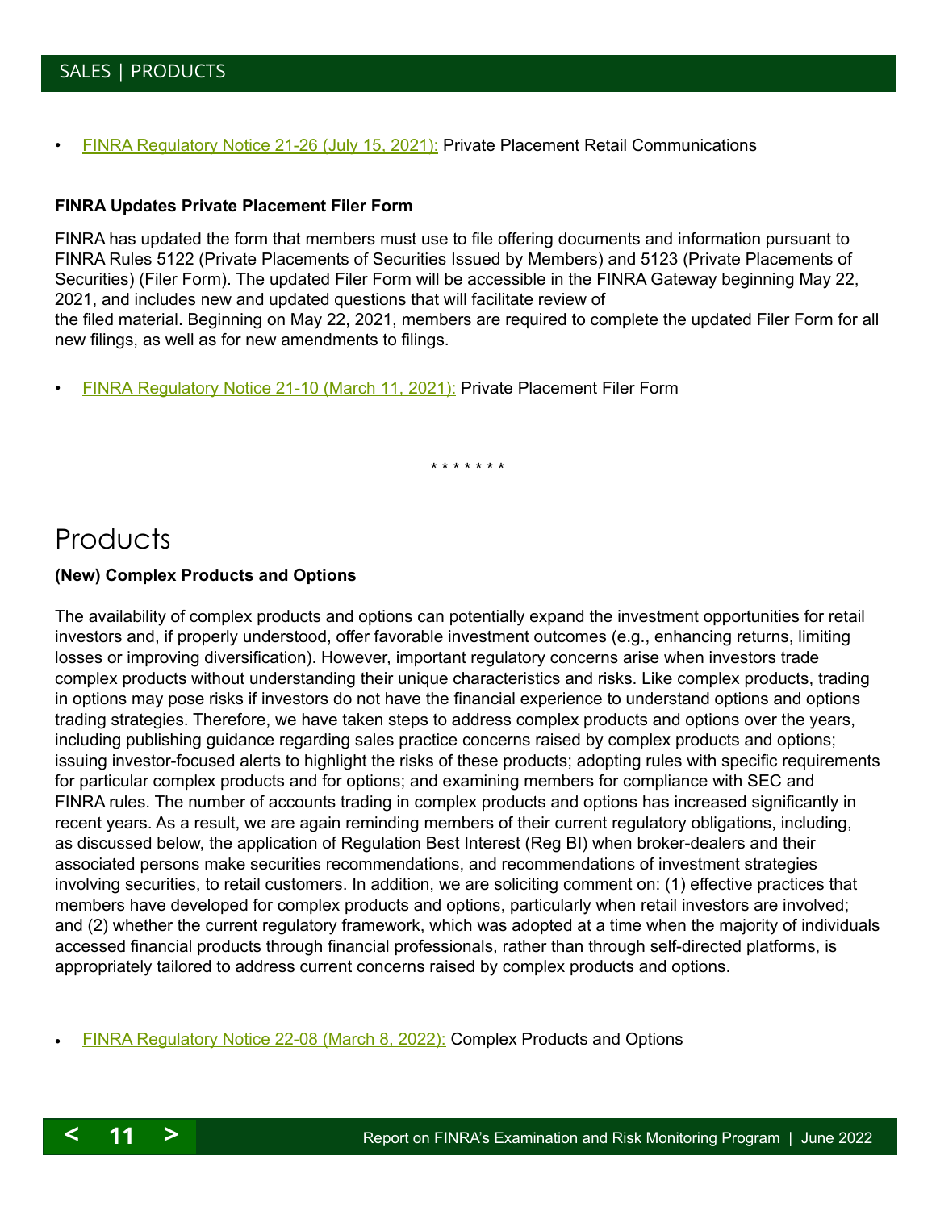- FINRA Regulatory Notice 21-26 (July 15, 2021): Private Placement Retail Communications

**FINRA Updates Private Placement Filer Form**

FINRA has updated the form that members must use to file offering documents and information pursuant to FINRA Rules 5122 (Private Placements of Securities Issued by Members) and 5123 (Private Placements of Securities) (Filer Form). The updated Filer Form will be accessible in the FINRA Gateway beginning May 22, 2021, and includes new and updated questions that will facilitate review of the filed material. Beginning on May 22, 2021, members are required to complete the updated Filer Form for all new filings, as well as for new amendments to filings.

- FINRA Regulatory Notice 21-10 (March 11, 2021): Private Placement Filer Form

\* \* \* \* \* \* \*

# Products

**(New) Complex Products and Options**

The availability of complex products and options can potentially expand the investment opportunities for retail investors and, if properly understood, offer favorable investment outcomes (e.g., enhancing returns, limiting losses or improving diversification). However, important regulatory concerns arise when investors trade complex products without understanding their unique characteristics and risks. Like complex products, trading in options may pose risks if investors do not have the financial experience to understand options and options trading strategies. Therefore, we have taken steps to address complex products and options over the years, including publishing guidance regarding sales practice concerns raised by complex products and options; issuing investor-focused alerts to highlight the risks of these products; adopting rules with specific requirements for particular complex products and for options; and examining members for compliance with SEC and FINRA rules. The number of accounts trading in complex products and options has increased significantly in recent years. As a result, we are again reminding members of their current regulatory obligations, including, as discussed below, the application of Regulation Best Interest (Reg BI) when broker-dealers and their associated persons make securities recommendations, and recommendations of investment strategies involving securities, to retail customers. In addition, we are soliciting comment on: (1) effective practices that members have developed for complex products and options, particularly when retail investors are involved; and (2) whether the current regulatory framework, which was adopted at a time when the majority of individuals accessed financial products through financial professionals, rather than through self-directed platforms, is appropriately tailored to address current concerns raised by complex products and options.

- FINRA Regulatory Notice 22-08 (March 8, 2022): Complex Products and Options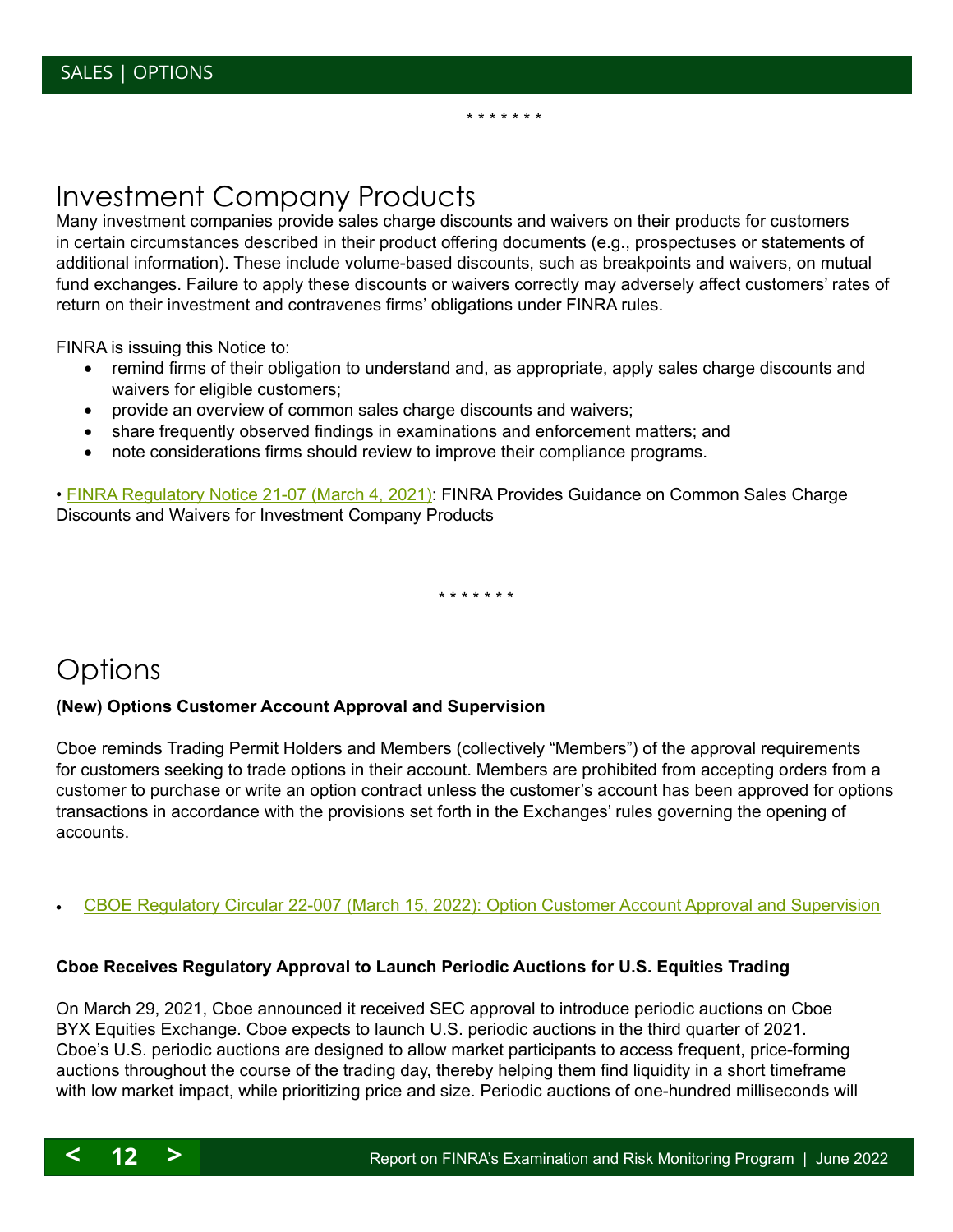\* \* \* \* \* \* \*

## Investment Company Products

Many investment companies provide sales charge discounts and waivers on their products for customers in certain circumstances described in their product offering documents (e.g., prospectuses or statements of additional information). These include volume-based discounts, such as breakpoints and waivers, on mutual fund exchanges. Failure to apply these discounts or waivers correctly may adversely affect customers' rates of return on their investment and contravenes firms' obligations under FINRA rules.

FINRA is issuing this Notice to:

- remind firms of their obligation to understand and, as appropriate, apply sales charge discounts and waivers for eligible customers;
- provide an overview of common sales charge discounts and waivers;
- share frequently observed findings in examinations and enforcement matters; and
- note considerations firms should review to improve their compliance programs.

• FINRA Regulatory Notice 21-07 (March 4, 2021): FINRA Provides Guidance on Common Sales Charge Discounts and Waivers for Investment Company Products

\* \* \* \* \* \* \*

## Options

**(New) Options Customer Account Approval and Supervision**

Cboe reminds Trading Permit Holders and Members (collectively "Members") of the approval requirements for customers seeking to trade options in their account. Members are prohibited from accepting orders from a customer to purchase or write an option contract unless the customer's account has been approved for options transactions in accordance with the provisions set forth in the Exchanges' rules governing the opening of accounts.

- CBOE Regulatory Circular 22-007 (March 15, 2022): Option Customer Account Approval and Supervision

**Cboe Receives Regulatory Approval to Launch Periodic Auctions for U.S. Equities Trading**

On March 29, 2021, Cboe announced it received SEC approval to introduce periodic auctions on Cboe BYX Equities Exchange. Cboe expects to launch U.S. periodic auctions in the third quarter of 2021. Cboe's U.S. periodic auctions are designed to allow market participants to access frequent, price-forming auctions throughout the course of the trading day, thereby helping them find liquidity in a short timeframe with low market impact, while prioritizing price and size. Periodic auctions of one-hundred milliseconds will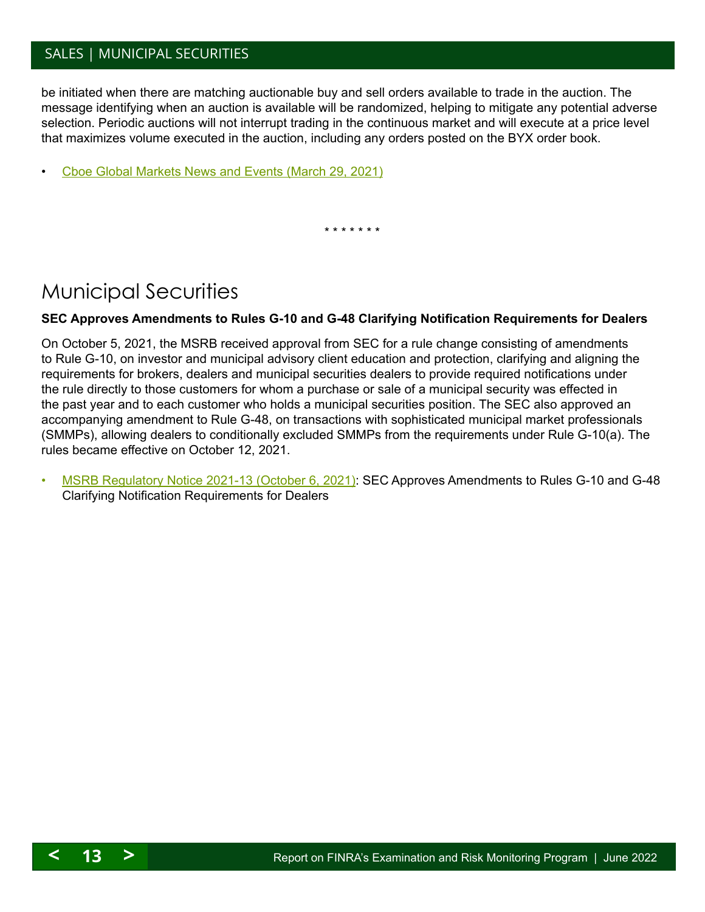be initiated when there are matching auctionable buy and sell orders available to trade in the auction. The message identifying when an auction is available will be randomized, helping to mitigate any potential adverse selection. Periodic auctions will not interrupt trading in the continuous market and will execute at a price level that maximizes volume executed in the auction, including any orders posted on the BYX order book.

- Cboe Global Markets News and Events (March 29, 2021)

\* \* \* \* \* \* \*

# Municipal Securities

**SEC Approves Amendments to Rules G-10 and G-48 Clarifying Notification Requirements for Dealers**

On October 5, 2021, the MSRB received approval from SEC for a rule change consisting of amendments to Rule G-10, on investor and municipal advisory client education and protection, clarifying and aligning the requirements for brokers, dealers and municipal securities dealers to provide required notifications under the rule directly to those customers for whom a purchase or sale of a municipal security was effected in the past year and to each customer who holds a municipal securities position. The SEC also approved an accompanying amendment to Rule G-48, on transactions with sophisticated municipal market professionals (SMMPs), allowing dealers to conditionally excluded SMMPs from the requirements under Rule G-10(a). The rules became effective on October 12, 2021.

- MSRB Regulatory Notice 2021-13 (October 6, 2021): SEC Approves Amendments to Rules G-10 and G-48 Clarifying Notification Requirements for Dealers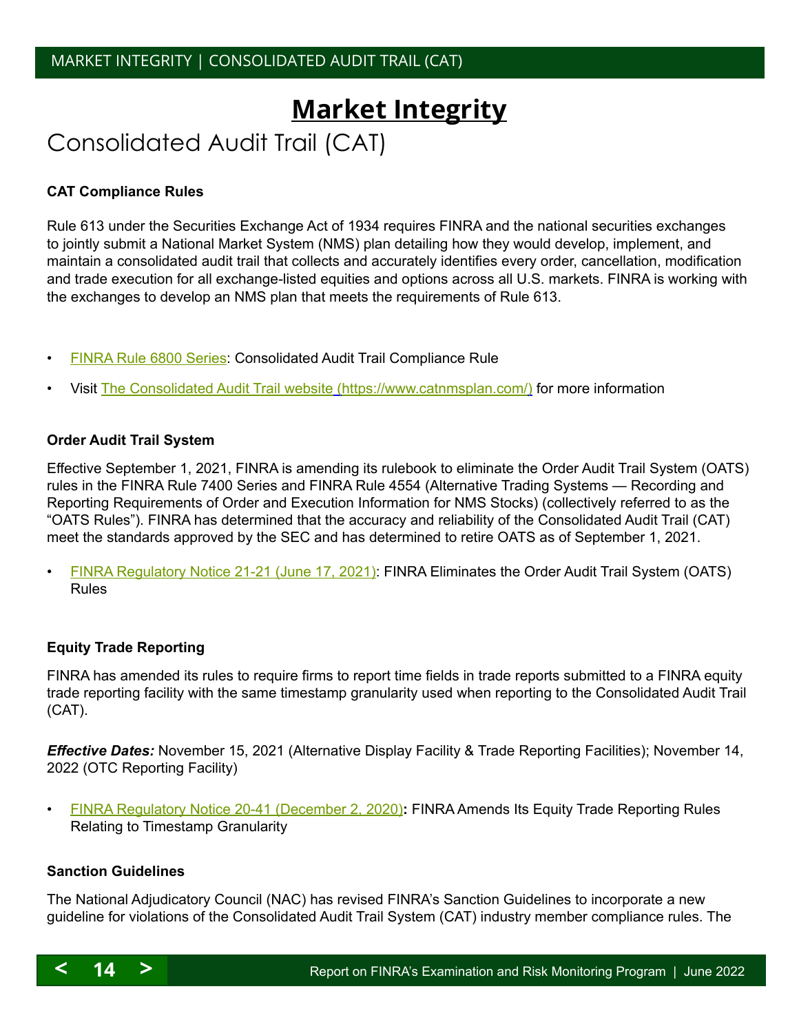# Market Integrity

## Consolidated Audit Trail (CAT)

### CAT Compliance Rules

Rule 613 under the Securities Exchange Act of 1934 requires FINRA and the national securities exchanges to jointly submit a National Market System (NMS) plan detailing how they would develop, implement, and maintain a consolidated audit trail that collects and accurately identifies every order, cancellation, modification and trade execution for all exchange-listed equities and options across all U.S. markets. FINRA is working with the exchanges to develop an NMS plan that meets the requirements of Rule 613.

- FINRA Rule 6800 Series: Consolidated Audit Trail Compliance Rule
- Visit The Consolidated Audit Trail website (https://www.catnmsplan.com/) for more information

### Order Audit Trail System

Effective September 1, 2021, FINRA is amending its rulebook to eliminate the Order Audit Trail System (OATS) rules in the FINRA Rule 7400 Series and FINRA Rule 4554 (Alternative Trading Systems — Recording and Reporting Requirements of Order and Execution Information for NMS Stocks) (collectively referred to as the "OATS Rules"). FINRA has determined that the accuracy and reliability of the Consolidated Audit Trail (CAT) meet the standards approved by the SEC and has determined to retire OATS as of September 1, 2021.

- FINRA Regulatory Notice 21-21 (June 17, 2021): FINRA Eliminates the Order Audit Trail System (OATS) Rules

### Equity Trade Reporting

FINRA has amended its rules to require firms to report time fields in trade reports submitted to a FINRA equity trade reporting facility with the same timestamp granularity used when reporting to the Consolidated Audit Trail (CAT).

***Effective Dates:*** November 15, 2021 (Alternative Display Facility & Trade Reporting Facilities); November 14, 2022 (OTC Reporting Facility)

- FINRA Regulatory Notice 20-41 (December 2, 2020)**:** FINRA Amends Its Equity Trade Reporting Rules Relating to Timestamp Granularity

### Sanction Guidelines

The National Adjudicatory Council (NAC) has revised FINRA's Sanction Guidelines to incorporate a new guideline for violations of the Consolidated Audit Trail System (CAT) industry member compliance rules. The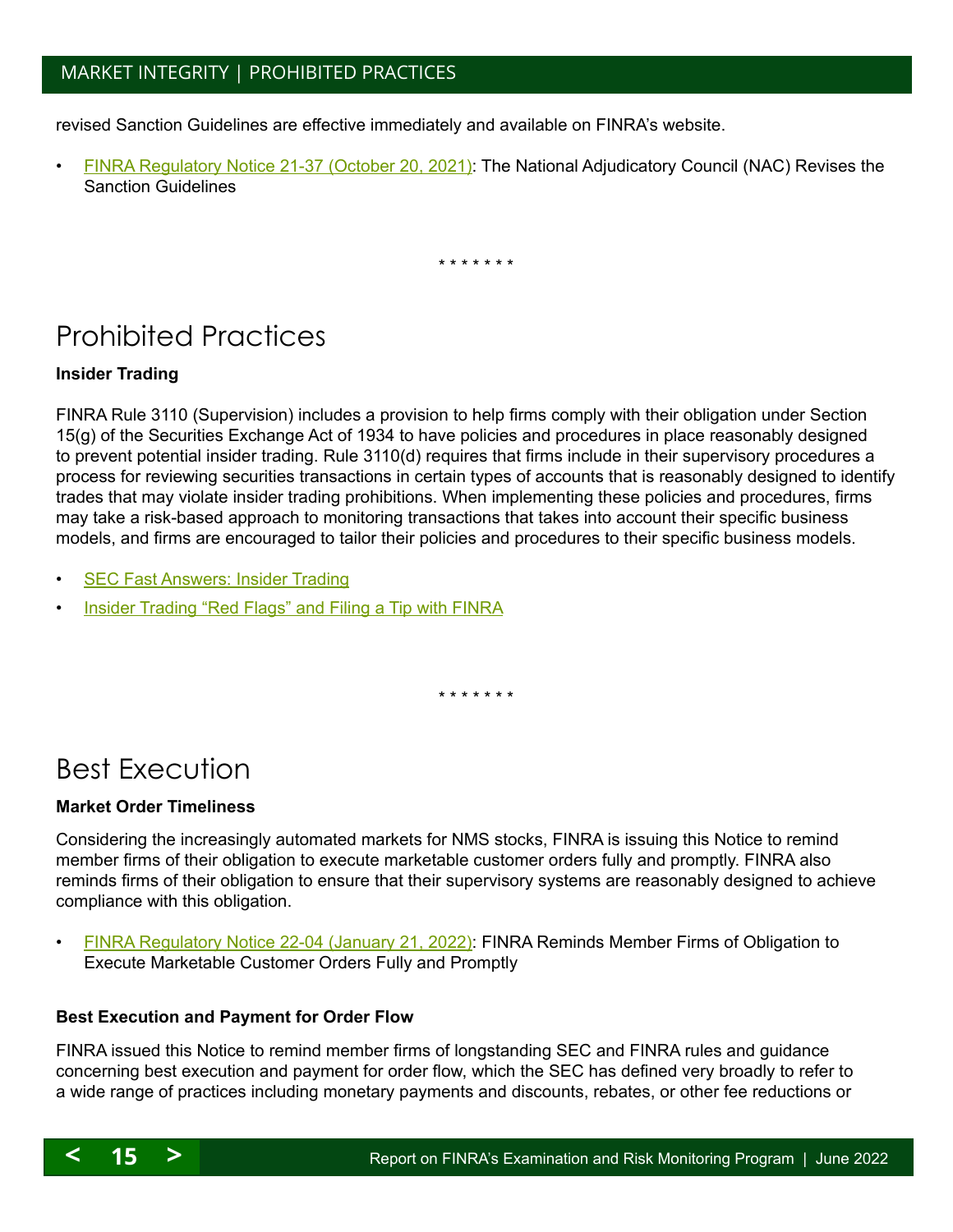revised Sanction Guidelines are effective immediately and available on FINRA's website.

- [FINRA Regulatory Notice 21-37 (October 20, 2021)](): The National Adjudicatory Council (NAC) Revises the Sanction Guidelines

\* \* \* \* \* \* \*

# Prohibited Practices

**Insider Trading**

FINRA Rule 3110 (Supervision) includes a provision to help firms comply with their obligation under Section 15(g) of the Securities Exchange Act of 1934 to have policies and procedures in place reasonably designed to prevent potential insider trading. Rule 3110(d) requires that firms include in their supervisory procedures a process for reviewing securities transactions in certain types of accounts that is reasonably designed to identify trades that may violate insider trading prohibitions. When implementing these policies and procedures, firms may take a risk-based approach to monitoring transactions that takes into account their specific business models, and firms are encouraged to tailor their policies and procedures to their specific business models.

- SEC Fast Answers: Insider Trading
- Insider Trading "Red Flags" and Filing a Tip with FINRA

\* \* \* \* \* \* \*

# Best Execution

**Market Order Timeliness**

Considering the increasingly automated markets for NMS stocks, FINRA is issuing this Notice to remind member firms of their obligation to execute marketable customer orders fully and promptly. FINRA also reminds firms of their obligation to ensure that their supervisory systems are reasonably designed to achieve compliance with this obligation.

- FINRA Regulatory Notice 22-04 (January 21, 2022): FINRA Reminds Member Firms of Obligation to Execute Marketable Customer Orders Fully and Promptly

**Best Execution and Payment for Order Flow**

FINRA issued this Notice to remind member firms of longstanding SEC and FINRA rules and guidance concerning best execution and payment for order flow, which the SEC has defined very broadly to refer to a wide range of practices including monetary payments and discounts, rebates, or other fee reductions or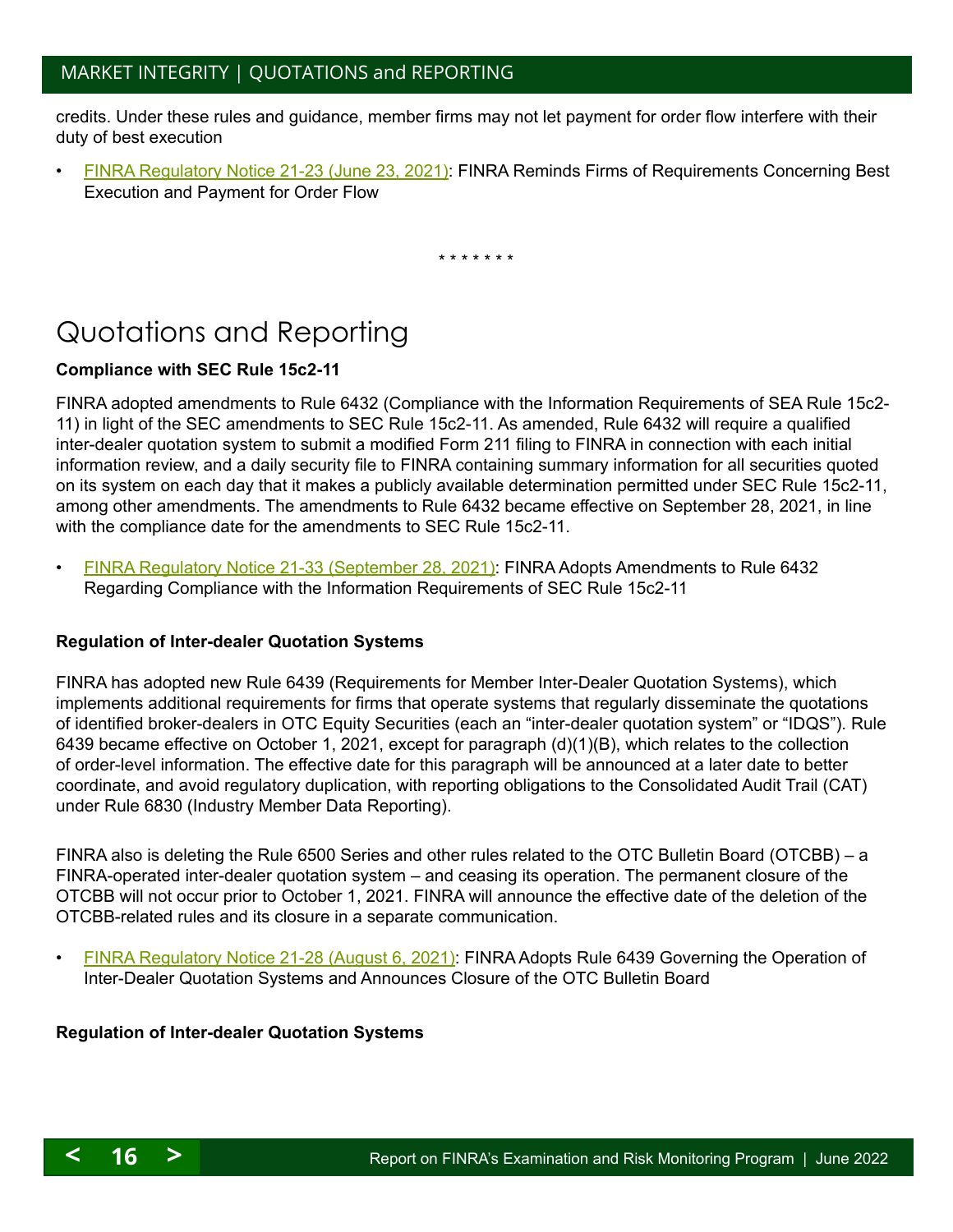credits. Under these rules and guidance, member firms may not let payment for order flow interfere with their duty of best execution

- FINRA Regulatory Notice 21-23 (June 23, 2021): FINRA Reminds Firms of Requirements Concerning Best Execution and Payment for Order Flow

\* \* \* \* \* \* \*

# Quotations and Reporting

**Compliance with SEC Rule 15c2-11**

FINRA adopted amendments to Rule 6432 (Compliance with the Information Requirements of SEA Rule 15c2-11) in light of the SEC amendments to SEC Rule 15c2-11. As amended, Rule 6432 will require a qualified inter-dealer quotation system to submit a modified Form 211 filing to FINRA in connection with each initial information review, and a daily security file to FINRA containing summary information for all securities quoted on its system on each day that it makes a publicly available determination permitted under SEC Rule 15c2-11, among other amendments. The amendments to Rule 6432 became effective on September 28, 2021, in line with the compliance date for the amendments to SEC Rule 15c2-11.

- FINRA Regulatory Notice 21-33 (September 28, 2021): FINRA Adopts Amendments to Rule 6432 Regarding Compliance with the Information Requirements of SEC Rule 15c2-11

**Regulation of Inter-dealer Quotation Systems**

FINRA has adopted new Rule 6439 (Requirements for Member Inter-Dealer Quotation Systems), which implements additional requirements for firms that operate systems that regularly disseminate the quotations of identified broker-dealers in OTC Equity Securities (each an "inter-dealer quotation system" or "IDQS"). Rule 6439 became effective on October 1, 2021, except for paragraph (d)(1)(B), which relates to the collection of order-level information. The effective date for this paragraph will be announced at a later date to better coordinate, and avoid regulatory duplication, with reporting obligations to the Consolidated Audit Trail (CAT) under Rule 6830 (Industry Member Data Reporting).

FINRA also is deleting the Rule 6500 Series and other rules related to the OTC Bulletin Board (OTCBB) – a FINRA-operated inter-dealer quotation system – and ceasing its operation. The permanent closure of the OTCBB will not occur prior to October 1, 2021. FINRA will announce the effective date of the deletion of the OTCBB-related rules and its closure in a separate communication.

- FINRA Regulatory Notice 21-28 (August 6, 2021): FINRA Adopts Rule 6439 Governing the Operation of Inter-Dealer Quotation Systems and Announces Closure of the OTC Bulletin Board

**Regulation of Inter-dealer Quotation Systems**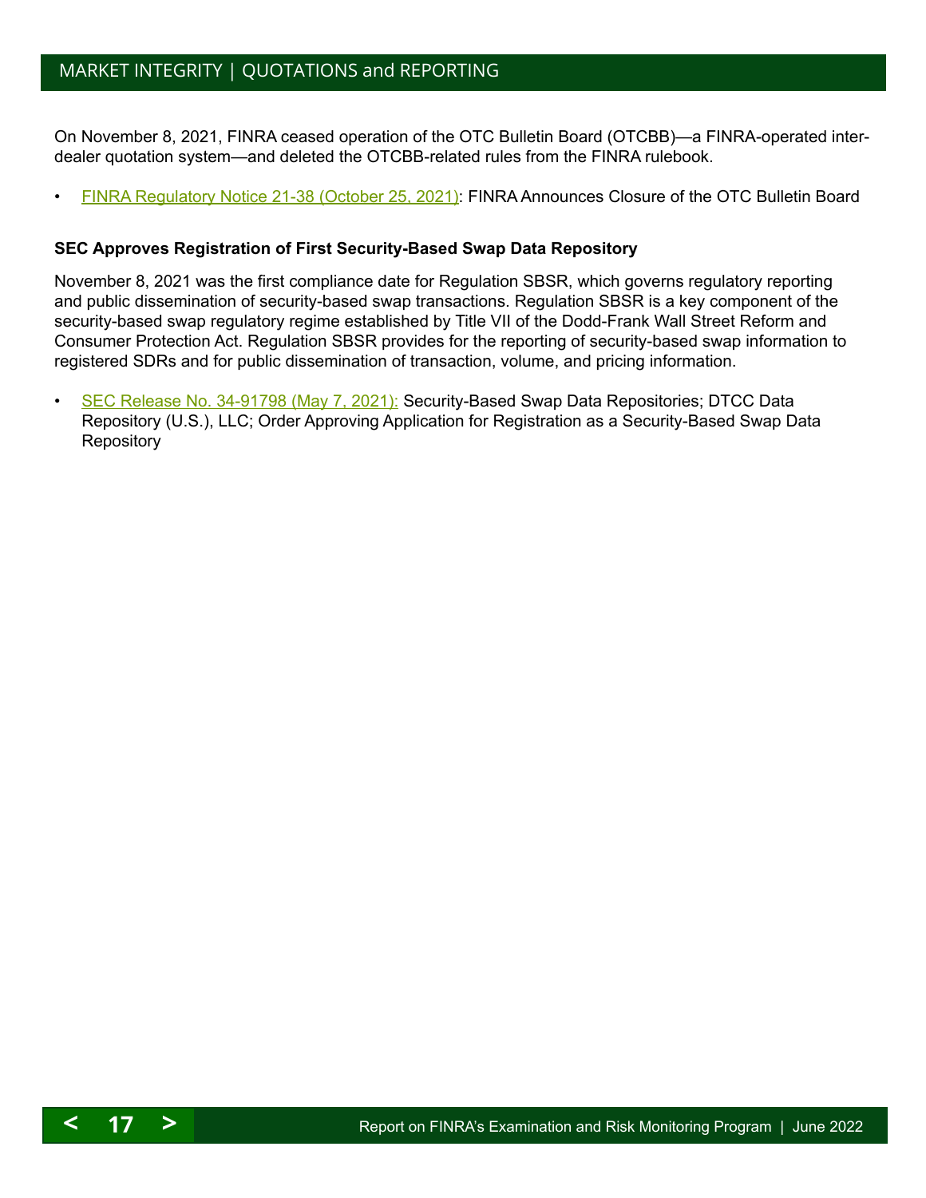On November 8, 2021, FINRA ceased operation of the OTC Bulletin Board (OTCBB)—a FINRA-operated inter-dealer quotation system—and deleted the OTCBB-related rules from the FINRA rulebook.

- FINRA Regulatory Notice 21-38 (October 25, 2021): FINRA Announces Closure of the OTC Bulletin Board

**SEC Approves Registration of First Security-Based Swap Data Repository**

November 8, 2021 was the first compliance date for Regulation SBSR, which governs regulatory reporting and public dissemination of security-based swap transactions. Regulation SBSR is a key component of the security-based swap regulatory regime established by Title VII of the Dodd-Frank Wall Street Reform and Consumer Protection Act. Regulation SBSR provides for the reporting of security-based swap information to registered SDRs and for public dissemination of transaction, volume, and pricing information.

- SEC Release No. 34-91798 (May 7, 2021): Security-Based Swap Data Repositories; DTCC Data Repository (U.S.), LLC; Order Approving Application for Registration as a Security-Based Swap Data Repository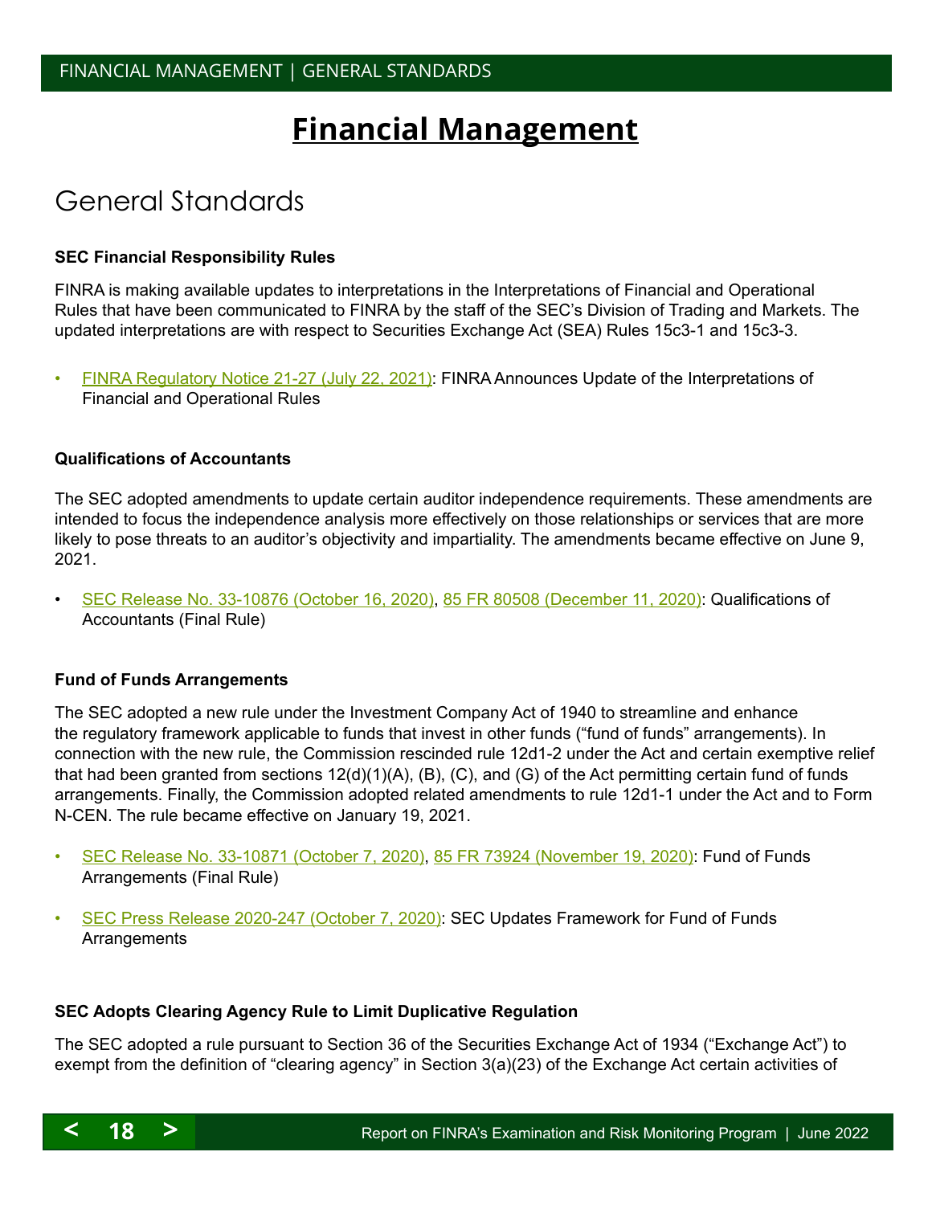# Financial Management

## General Standards

**SEC Financial Responsibility Rules**

FINRA is making available updates to interpretations in the Interpretations of Financial and Operational Rules that have been communicated to FINRA by the staff of the SEC's Division of Trading and Markets. The updated interpretations are with respect to Securities Exchange Act (SEA) Rules 15c3-1 and 15c3-3.

- FINRA Regulatory Notice 21-27 (July 22, 2021): FINRA Announces Update of the Interpretations of Financial and Operational Rules

**Qualifications of Accountants**

The SEC adopted amendments to update certain auditor independence requirements. These amendments are intended to focus the independence analysis more effectively on those relationships or services that are more likely to pose threats to an auditor's objectivity and impartiality. The amendments became effective on June 9, 2021.

- SEC Release No. 33-10876 (October 16, 2020), 85 FR 80508 (December 11, 2020): Qualifications of Accountants (Final Rule)

**Fund of Funds Arrangements**

The SEC adopted a new rule under the Investment Company Act of 1940 to streamline and enhance the regulatory framework applicable to funds that invest in other funds ("fund of funds" arrangements). In connection with the new rule, the Commission rescinded rule 12d1-2 under the Act and certain exemptive relief that had been granted from sections 12(d)(1)(A), (B), (C), and (G) of the Act permitting certain fund of funds arrangements. Finally, the Commission adopted related amendments to rule 12d1-1 under the Act and to Form N-CEN. The rule became effective on January 19, 2021.

- SEC Release No. 33-10871 (October 7, 2020), 85 FR 73924 (November 19, 2020): Fund of Funds Arrangements (Final Rule)
- SEC Press Release 2020-247 (October 7, 2020): SEC Updates Framework for Fund of Funds Arrangements

**SEC Adopts Clearing Agency Rule to Limit Duplicative Regulation**

The SEC adopted a rule pursuant to Section 36 of the Securities Exchange Act of 1934 ("Exchange Act") to exempt from the definition of "clearing agency" in Section 3(a)(23) of the Exchange Act certain activities of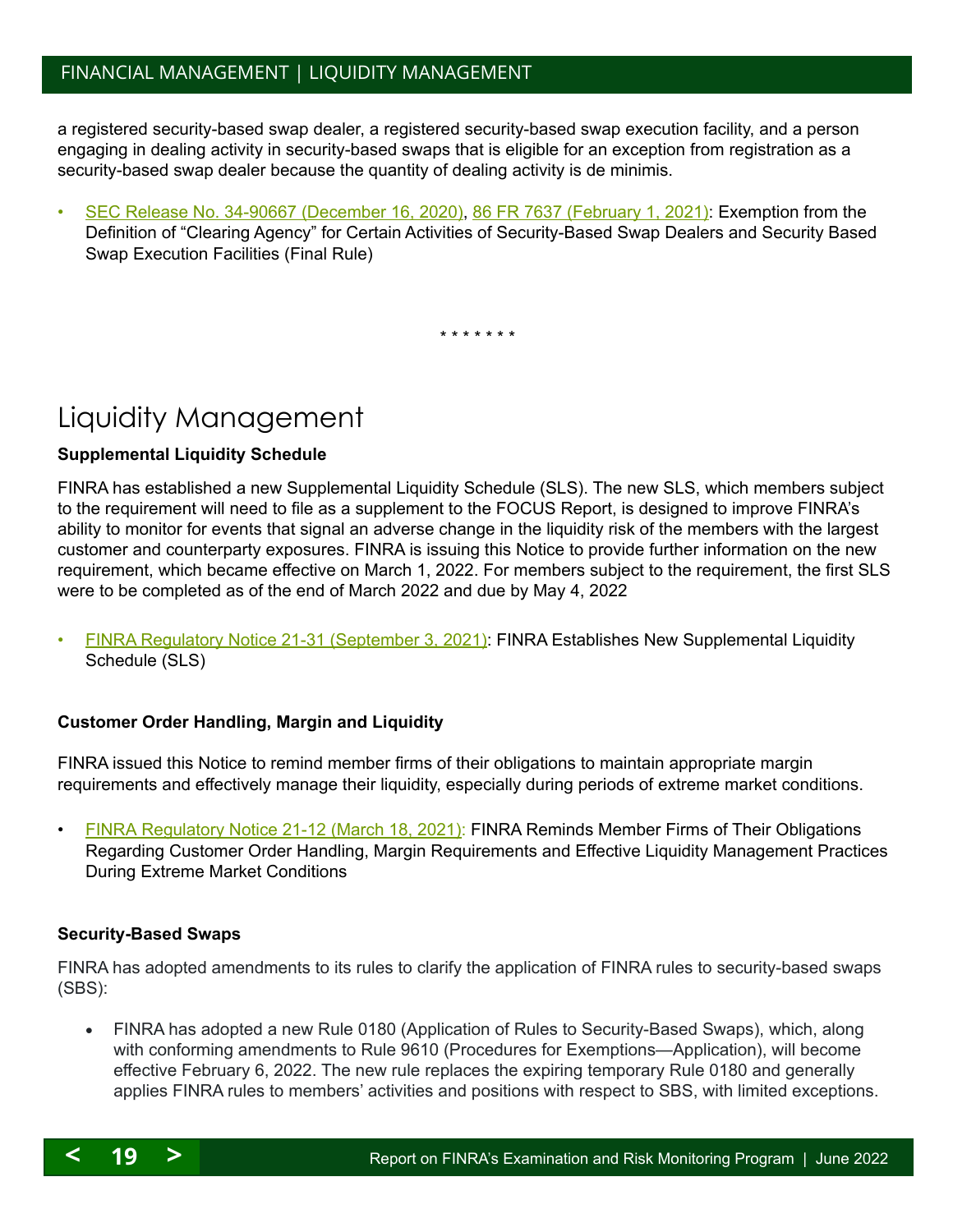a registered security-based swap dealer, a registered security-based swap execution facility, and a person engaging in dealing activity in security-based swaps that is eligible for an exception from registration as a security-based swap dealer because the quantity of dealing activity is de minimis.

- SEC Release No. 34-90667 (December 16, 2020), 86 FR 7637 (February 1, 2021): Exemption from the Definition of "Clearing Agency" for Certain Activities of Security-Based Swap Dealers and Security Based Swap Execution Facilities (Final Rule)

\* \* \* \* \* \* \*

# Liquidity Management

**Supplemental Liquidity Schedule**

FINRA has established a new Supplemental Liquidity Schedule (SLS). The new SLS, which members subject to the requirement will need to file as a supplement to the FOCUS Report, is designed to improve FINRA's ability to monitor for events that signal an adverse change in the liquidity risk of the members with the largest customer and counterparty exposures. FINRA is issuing this Notice to provide further information on the new requirement, which became effective on March 1, 2022. For members subject to the requirement, the first SLS were to be completed as of the end of March 2022 and due by May 4, 2022

- FINRA Regulatory Notice 21-31 (September 3, 2021): FINRA Establishes New Supplemental Liquidity Schedule (SLS)

**Customer Order Handling, Margin and Liquidity**

FINRA issued this Notice to remind member firms of their obligations to maintain appropriate margin requirements and effectively manage their liquidity, especially during periods of extreme market conditions.

- FINRA Regulatory Notice 21-12 (March 18, 2021): FINRA Reminds Member Firms of Their Obligations Regarding Customer Order Handling, Margin Requirements and Effective Liquidity Management Practices During Extreme Market Conditions

**Security-Based Swaps**

FINRA has adopted amendments to its rules to clarify the application of FINRA rules to security-based swaps (SBS):

- FINRA has adopted a new Rule 0180 (Application of Rules to Security-Based Swaps), which, along with conforming amendments to Rule 9610 (Procedures for Exemptions—Application), will become effective February 6, 2022. The new rule replaces the expiring temporary Rule 0180 and generally applies FINRA rules to members' activities and positions with respect to SBS, with limited exceptions.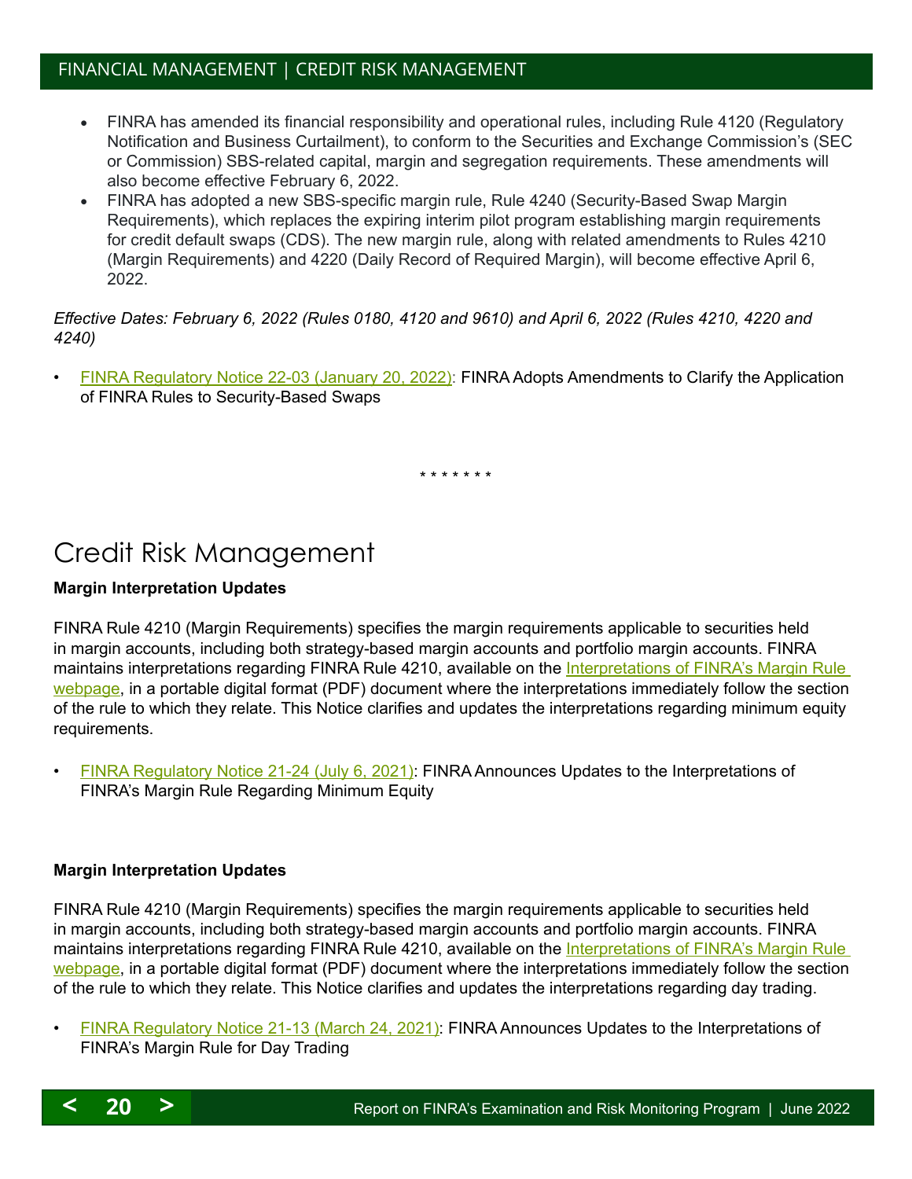- FINRA has amended its financial responsibility and operational rules, including Rule 4120 (Regulatory Notification and Business Curtailment), to conform to the Securities and Exchange Commission's (SEC or Commission) SBS-related capital, margin and segregation requirements. These amendments will also become effective February 6, 2022.
- FINRA has adopted a new SBS-specific margin rule, Rule 4240 (Security-Based Swap Margin Requirements), which replaces the expiring interim pilot program establishing margin requirements for credit default swaps (CDS). The new margin rule, along with related amendments to Rules 4210 (Margin Requirements) and 4220 (Daily Record of Required Margin), will become effective April 6, 2022.

*Effective Dates: February 6, 2022 (Rules 0180, 4120 and 9610) and April 6, 2022 (Rules 4210, 4220 and 4240)*

- FINRA Regulatory Notice 22-03 (January 20, 2022): FINRA Adopts Amendments to Clarify the Application of FINRA Rules to Security-Based Swaps

\* \* \* \* \* \* \*

# Credit Risk Management

**Margin Interpretation Updates**

FINRA Rule 4210 (Margin Requirements) specifies the margin requirements applicable to securities held in margin accounts, including both strategy-based margin accounts and portfolio margin accounts. FINRA maintains interpretations regarding FINRA Rule 4210, available on the Interpretations of FINRA's Margin Rule webpage, in a portable digital format (PDF) document where the interpretations immediately follow the section of the rule to which they relate. This Notice clarifies and updates the interpretations regarding minimum equity requirements.

- FINRA Regulatory Notice 21-24 (July 6, 2021): FINRA Announces Updates to the Interpretations of FINRA's Margin Rule Regarding Minimum Equity

**Margin Interpretation Updates**

FINRA Rule 4210 (Margin Requirements) specifies the margin requirements applicable to securities held in margin accounts, including both strategy-based margin accounts and portfolio margin accounts. FINRA maintains interpretations regarding FINRA Rule 4210, available on the Interpretations of FINRA's Margin Rule webpage, in a portable digital format (PDF) document where the interpretations immediately follow the section of the rule to which they relate. This Notice clarifies and updates the interpretations regarding day trading.

- FINRA Regulatory Notice 21-13 (March 24, 2021): FINRA Announces Updates to the Interpretations of FINRA's Margin Rule for Day Trading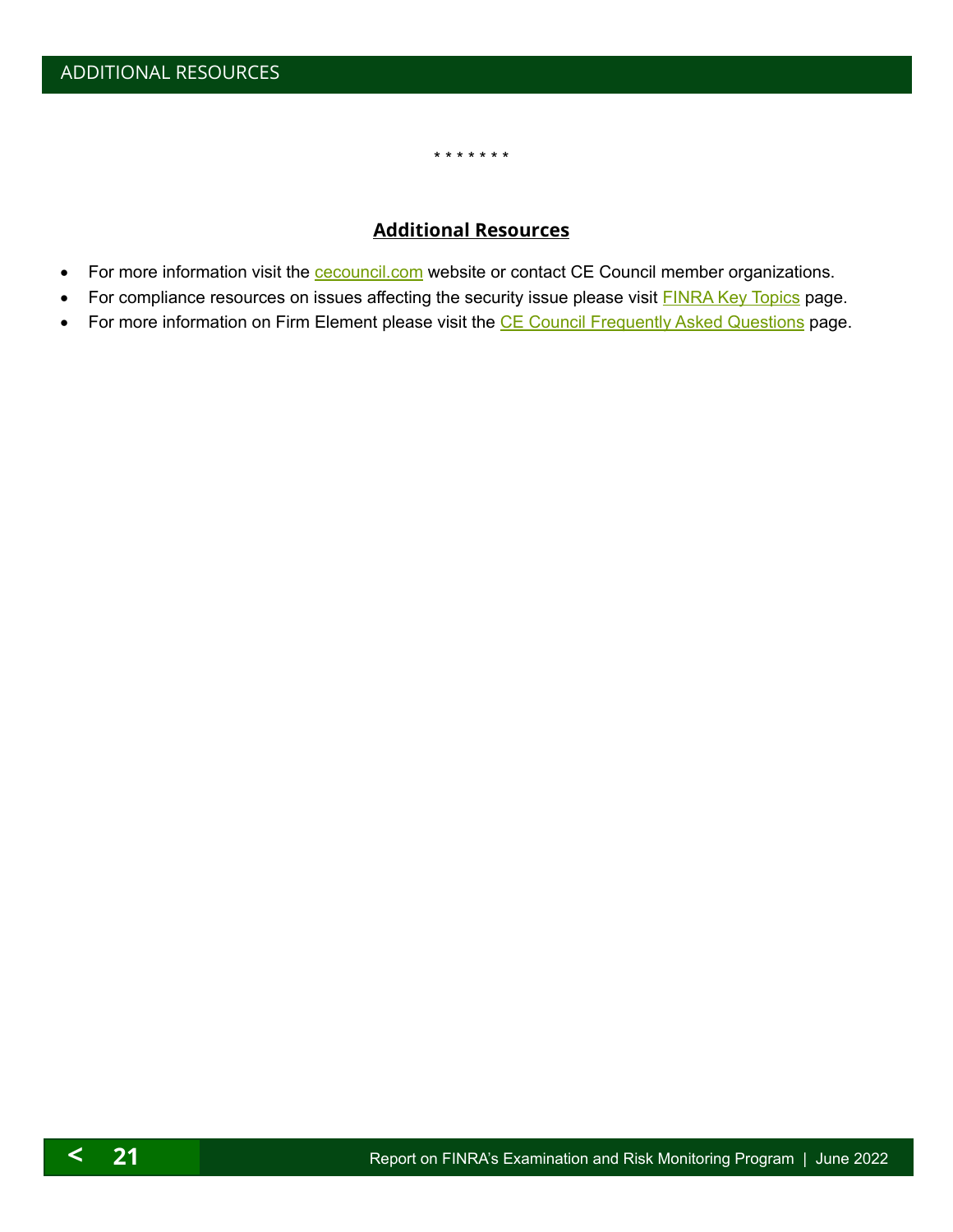\* \* \* \* \* \* \*

## Additional Resources

- For more information visit the cecouncil.com website or contact CE Council member organizations.
- For compliance resources on issues affecting the security issue please visit FINRA Key Topics page.
- For more information on Firm Element please visit the CE Council Frequently Asked Questions page.